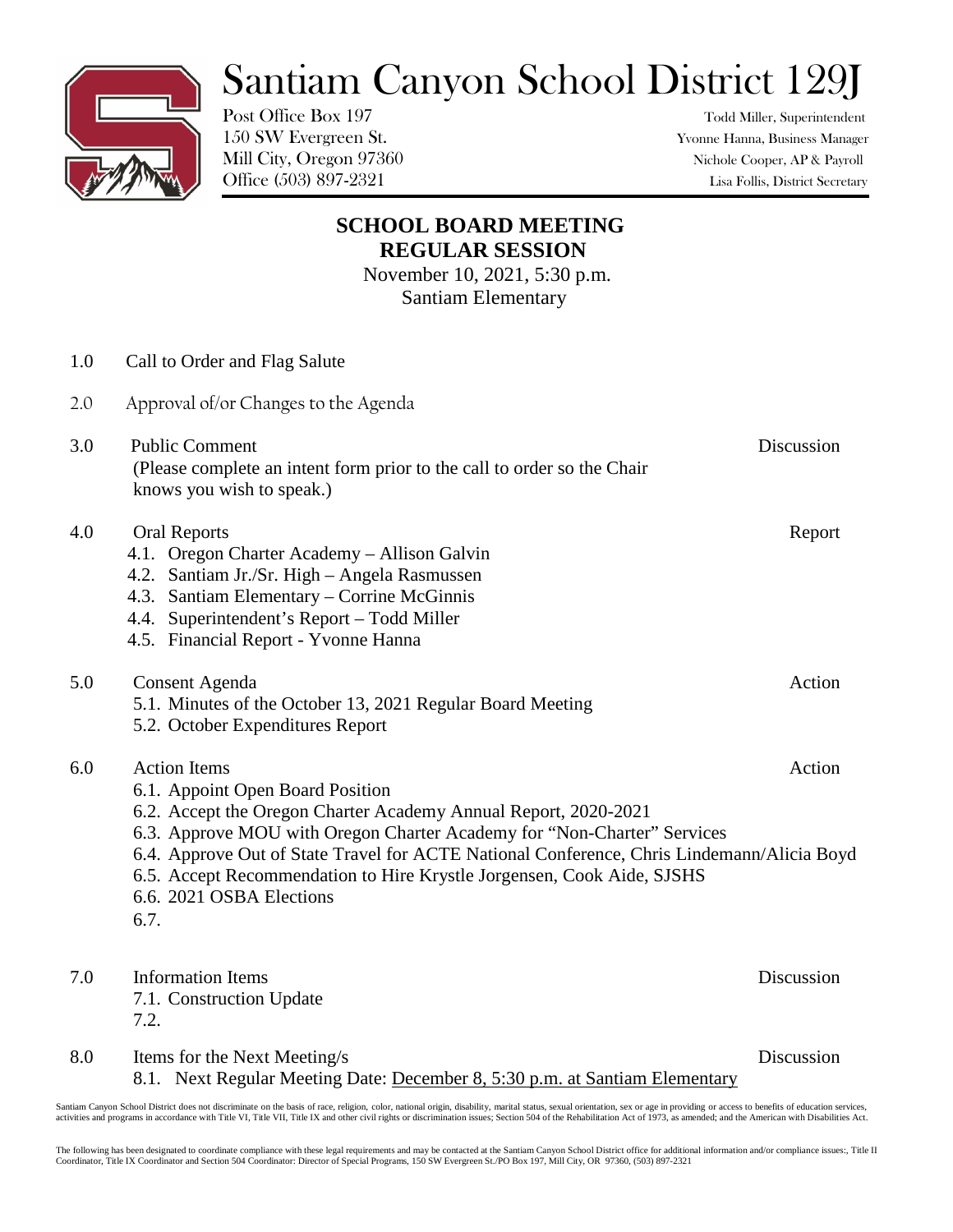# Santiam Canyon School District 129J

Post Office Box 197
150 SW Evergreen St.
Mill City, Oregon 97360
Office (503) 897-2321

Todd Miller, Superintendent
Yvonne Hanna, Business Manager
Nichole Cooper, AP & Payroll
Lisa Follis, District Secretary

## SCHOOL BOARD MEETING
## REGULAR SESSION

November 10, 2021, 5:30 p.m.
Santiam Elementary

1.0 Call to Order and Flag Salute

2.0 Approval of/or Changes to the Agenda

3.0 Public Comment — Discussion
(Please complete an intent form prior to the call to order so the Chair knows you wish to speak.)

4.0 Oral Reports — Report
- 4.1. Oregon Charter Academy – Allison Galvin
- 4.2. Santiam Jr./Sr. High – Angela Rasmussen
- 4.3. Santiam Elementary – Corrine McGinnis
- 4.4. Superintendent's Report – Todd Miller
- 4.5. Financial Report - Yvonne Hanna

5.0 Consent Agenda — Action
- 5.1. Minutes of the October 13, 2021 Regular Board Meeting
- 5.2. October Expenditures Report

6.0 Action Items — Action
- 6.1. Appoint Open Board Position
- 6.2. Accept the Oregon Charter Academy Annual Report, 2020-2021
- 6.3. Approve MOU with Oregon Charter Academy for "Non-Charter" Services
- 6.4. Approve Out of State Travel for ACTE National Conference, Chris Lindemann/Alicia Boyd
- 6.5. Accept Recommendation to Hire Krystle Jorgensen, Cook Aide, SJSHS
- 6.6. 2021 OSBA Elections
- 6.7.

7.0 Information Items — Discussion
- 7.1. Construction Update
- 7.2.

8.0 Items for the Next Meeting/s — Discussion
- 8.1. Next Regular Meeting Date: December 8, 5:30 p.m. at Santiam Elementary

Santiam Canyon School District does not discriminate on the basis of race, religion, color, national origin, disability, marital status, sexual orientation, sex or age in providing or access to benefits of education services, activities and programs in accordance with Title VI, Title VII, Title IX and other civil rights or discrimination issues; Section 504 of the Rehabilitation Act of 1973, as amended; and the American with Disabilities Act.

The following has been designated to coordinate compliance with these legal requirements and may be contacted at the Santiam Canyon School District office for additional information and/or compliance issues:, Title II Coordinator, Title IX Coordinator and Section 504 Coordinator: Director of Special Programs, 150 SW Evergreen St./PO Box 197, Mill City, OR 97360, (503) 897-2321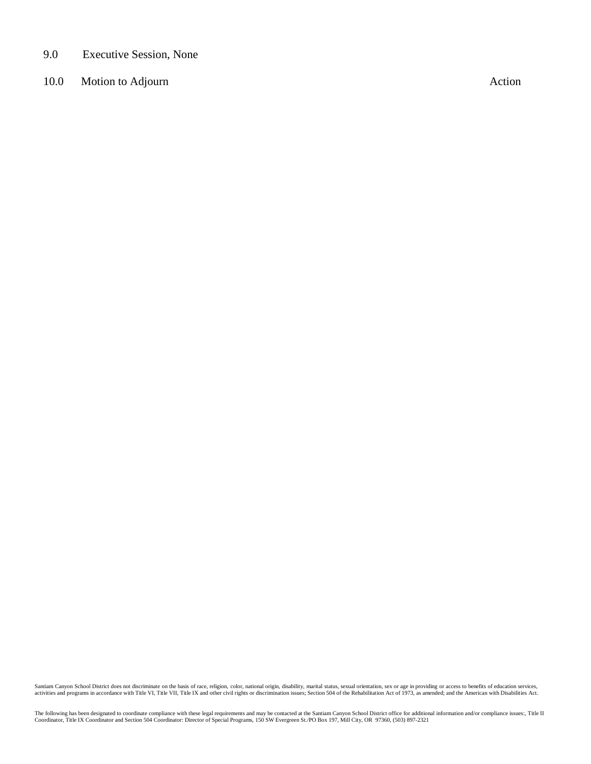9.0 Executive Session, None

10.0 Motion to Adjourn Action

Santiam Canyon School District does not discriminate on the basis of race, religion, color, national origin, disability, marital status, sexual orientation, sex or age in providing or access to benefits of education services, activities and programs in accordance with Title VI, Title VII, Title IX and other civil rights or discrimination issues; Section 504 of the Rehabilitation Act of 1973, as amended; and the American with Disabilities Act.

The following has been designated to coordinate compliance with these legal requirements and may be contacted at the Santiam Canyon School District office for additional information and/or compliance issues:, Title II Coordinator, Title IX Coordinator and Section 504 Coordinator: Director of Special Programs, 150 SW Evergreen St./PO Box 197, Mill City, OR 97360, (503) 897-2321